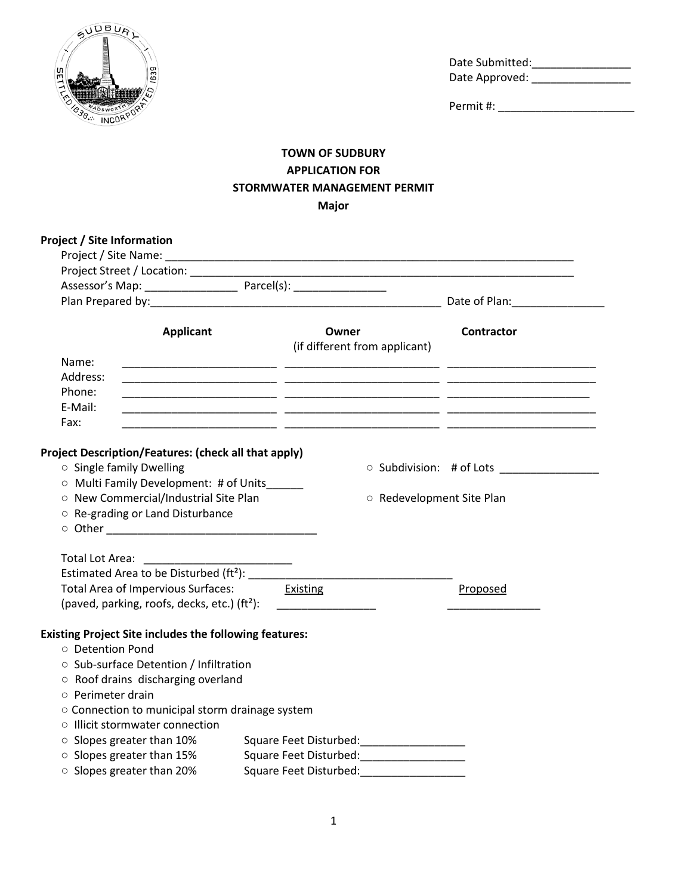Date Submitted:________________
Date Approved: ________________

Permit #: ______________________

**TOWN OF SUDBURY**
**APPLICATION FOR**
**STORMWATER MANAGEMENT PERMIT**
**Major**

**Project / Site Information**

Project / Site Name: ______________________________________________________________________

Project Street / Location: __________________________________________________________________

Assessor's Map: _______________ Parcel(s): _______________

Plan Prepared by:_________________________________________________ Date of Plan:_______________

| | Applicant | Owner (if different from applicant) | Contractor |
|---|---|---|---|
| Name: | | | |
| Address: | | | |
| Phone: | | | |
| E-Mail: | | | |
| Fax: | | | |

**Project Description/Features: (check all that apply)**

- ○ Single family Dwelling
- ○ Subdivision: # of Lots ________________
- ○ Multi Family Development: # of Units______
- ○ New Commercial/Industrial Site Plan
- ○ Redevelopment Site Plan
- ○ Re-grading or Land Disturbance
- ○ Other ___________________________________

Total Lot Area: ________________________

Estimated Area to be Disturbed (ft²): ___________________________________

| | Existing | Proposed |
|---|---|---|
| Total Area of Impervious Surfaces: (paved, parking, roofs, decks, etc.) (ft²): | ________________ | _______________ |

**Existing Project Site includes the following features:**

- ○ Detention Pond
- ○ Sub-surface Detention / Infiltration
- ○ Roof drains discharging overland
- ○ Perimeter drain
- ○ Connection to municipal storm drainage system
- ○ Illicit stormwater connection
- ○ Slopes greater than 10% Square Feet Disturbed:_________________
- ○ Slopes greater than 15% Square Feet Disturbed:_________________
- ○ Slopes greater than 20% Square Feet Disturbed:_________________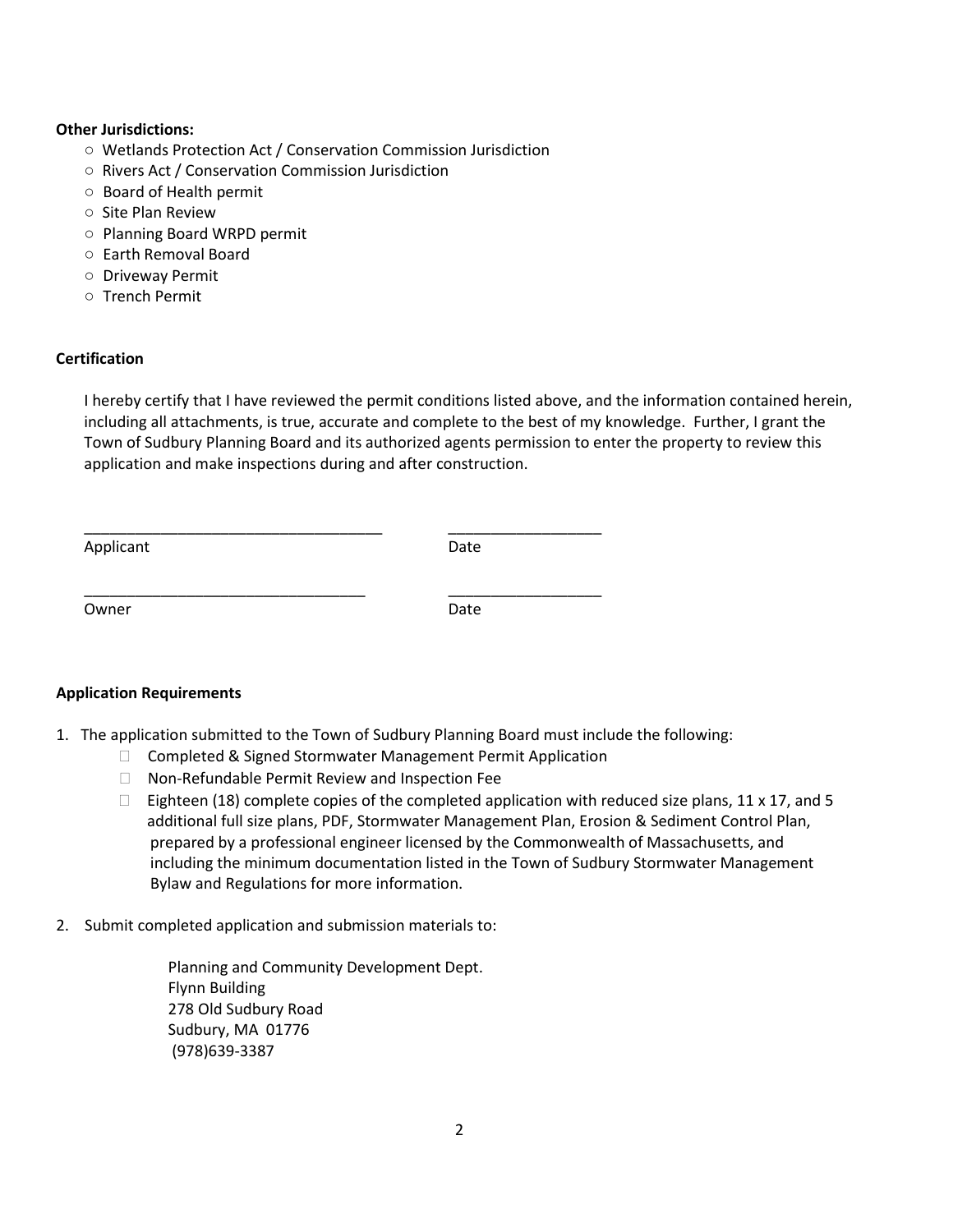**Other Jurisdictions:**

- ○ Wetlands Protection Act / Conservation Commission Jurisdiction
- ○ Rivers Act / Conservation Commission Jurisdiction
- ○ Board of Health permit
- ○ Site Plan Review
- ○ Planning Board WRPD permit
- ○ Earth Removal Board
- ○ Driveway Permit
- ○ Trench Permit

**Certification**

I hereby certify that I have reviewed the permit conditions listed above, and the information contained herein, including all attachments, is true, accurate and complete to the best of my knowledge. Further, I grant the Town of Sudbury Planning Board and its authorized agents permission to enter the property to review this application and make inspections during and after construction.

___________________________________ __________________
Applicant Date

_________________________________ __________________
Owner Date

**Application Requirements**

1. The application submitted to the Town of Sudbury Planning Board must include the following:
   - ☐ Completed & Signed Stormwater Management Permit Application
   - ☐ Non-Refundable Permit Review and Inspection Fee
   - ☐ Eighteen (18) complete copies of the completed application with reduced size plans, 11 x 17, and 5 additional full size plans, PDF, Stormwater Management Plan, Erosion & Sediment Control Plan, prepared by a professional engineer licensed by the Commonwealth of Massachusetts, and including the minimum documentation listed in the Town of Sudbury Stormwater Management Bylaw and Regulations for more information.

2. Submit completed application and submission materials to:

   Planning and Community Development Dept.
   Flynn Building
   278 Old Sudbury Road
   Sudbury, MA 01776
   (978)639-3387